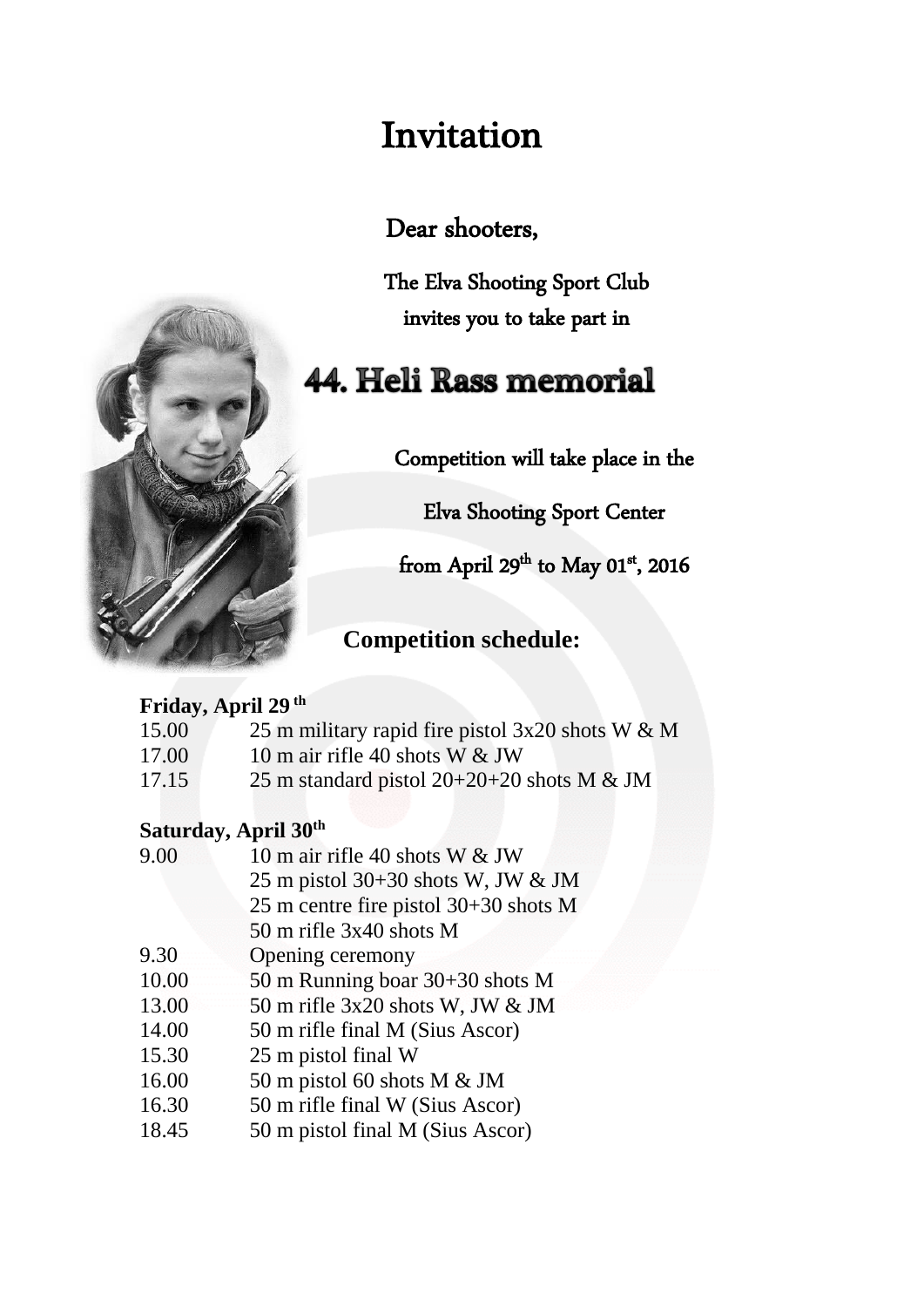# Invitation

Dear shooters,

The Elva Shooting Sport Club
invites you to take part in

## 44. Heli Rass memorial

Competition will take place in the

Elva Shooting Sport Center

from April 29th to May 01st, 2016

### Competition schedule:

**Friday, April 29 th**

15.00 25 m military rapid fire pistol 3x20 shots W & M
17.00 10 m air rifle 40 shots W & JW
17.15 25 m standard pistol 20+20+20 shots M & JM

**Saturday, April 30th**

9.00 10 m air rifle 40 shots W & JW
25 m pistol 30+30 shots W, JW & JM
25 m centre fire pistol 30+30 shots M
50 m rifle 3x40 shots M
9.30 Opening ceremony
10.00 50 m Running boar 30+30 shots M
13.00 50 m rifle 3x20 shots W, JW & JM
14.00 50 m rifle final M (Sius Ascor)
15.30 25 m pistol final W
16.00 50 m pistol 60 shots M & JM
16.30 50 m rifle final W (Sius Ascor)
18.45 50 m pistol final M (Sius Ascor)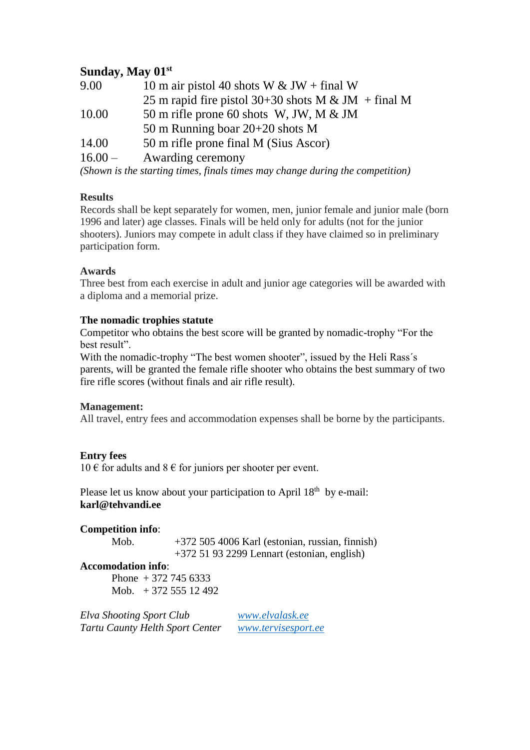## Sunday, May 01st

| | |
|---|---|
| 9.00 | 10 m air pistol 40 shots W & JW + final W |
| | 25 m rapid fire pistol 30+30 shots M & JM + final M |
| 10.00 | 50 m rifle prone 60 shots W, JW, M & JM |
| | 50 m Running boar 20+20 shots M |
| 14.00 | 50 m rifle prone final M (Sius Ascor) |
| 16.00 – | Awarding ceremony |

*(Shown is the starting times, finals times may change during the competition)*

**Results**

Records shall be kept separately for women, men, junior female and junior male (born 1996 and later) age classes. Finals will be held only for adults (not for the junior shooters). Juniors may compete in adult class if they have claimed so in preliminary participation form.

**Awards**

Three best from each exercise in adult and junior age categories will be awarded with a diploma and a memorial prize.

**The nomadic trophies statute**

Competitor who obtains the best score will be granted by nomadic-trophy "For the best result".

With the nomadic-trophy "The best women shooter", issued by the Heli Rass´s parents, will be granted the female rifle shooter who obtains the best summary of two fire rifle scores (without finals and air rifle result).

**Management:**

All travel, entry fees and accommodation expenses shall be borne by the participants.

**Entry fees**

10 € for adults and 8 € for juniors per shooter per event.

Please let us know about your participation to April 18th by e-mail:
**karl@tehvandi.ee**

**Competition info**:

Mob. +372 505 4006 Karl (estonian, russian, finnish)
+372 51 93 2299 Lennart (estonian, english)

**Accomodation info**:

Phone + 372 745 6333
Mob. + 372 555 12 492

*Elva Shooting Sport Club* www.elvalask.ee
*Tartu Caunty Helth Sport Center* www.tervisesport.ee